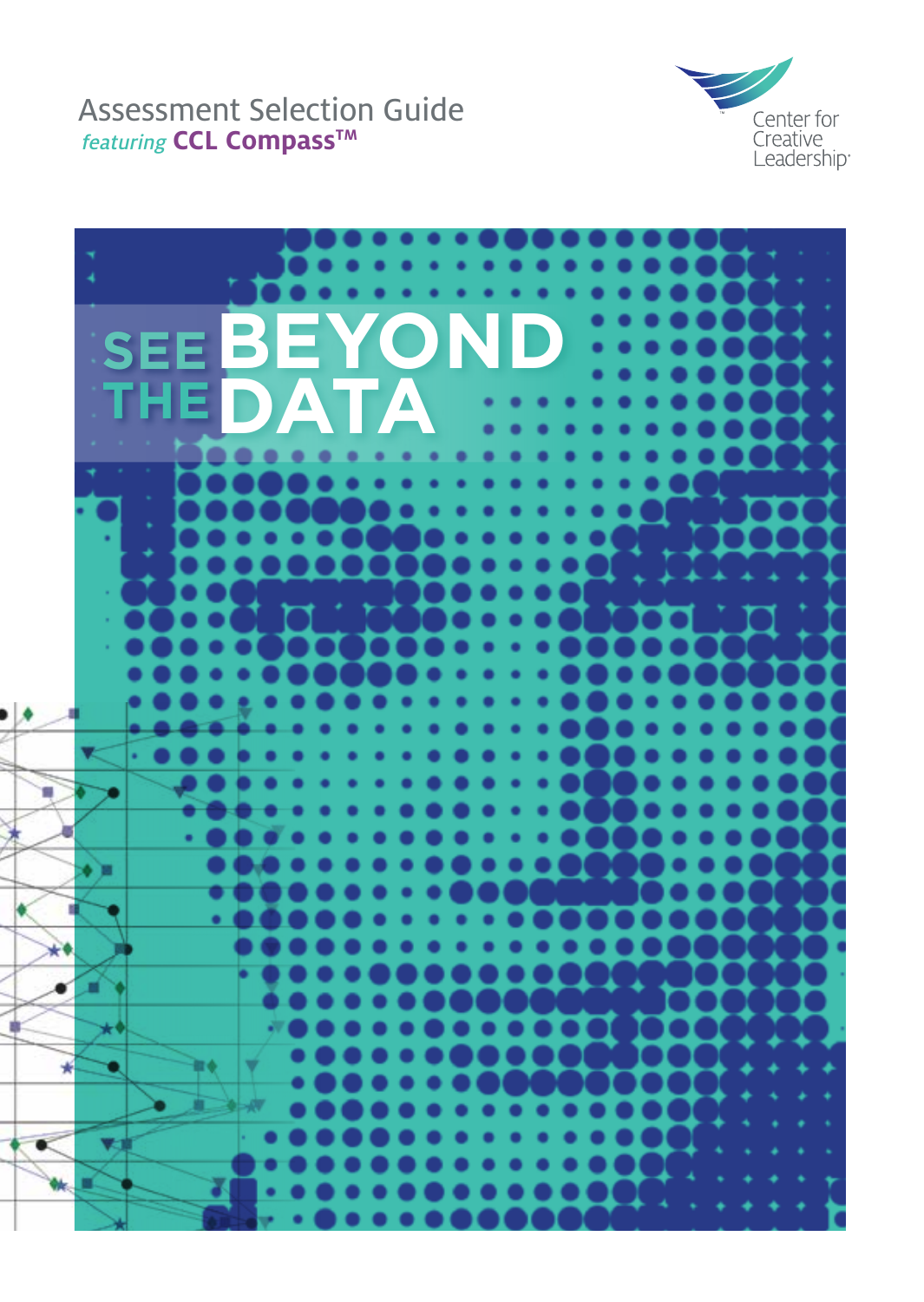# Assessment Selection Guide

*featuring* **CCL Compass™**

Center for Creative Leadership®

# SEE BEYOND THE DATA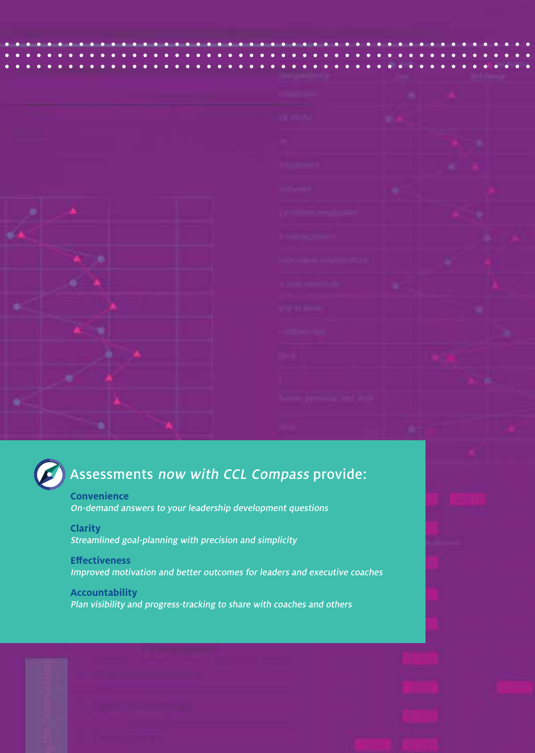## Assessments *now with CCL Compass* provide:

**Convenience**
*On-demand answers to your leadership development questions*

**Clarity**
*Streamlined goal-planning with precision and simplicity*

**Effectiveness**
*Improved motivation and better outcomes for leaders and executive coaches*

**Accountability**
*Plan visibility and progress-tracking to share with coaches and others*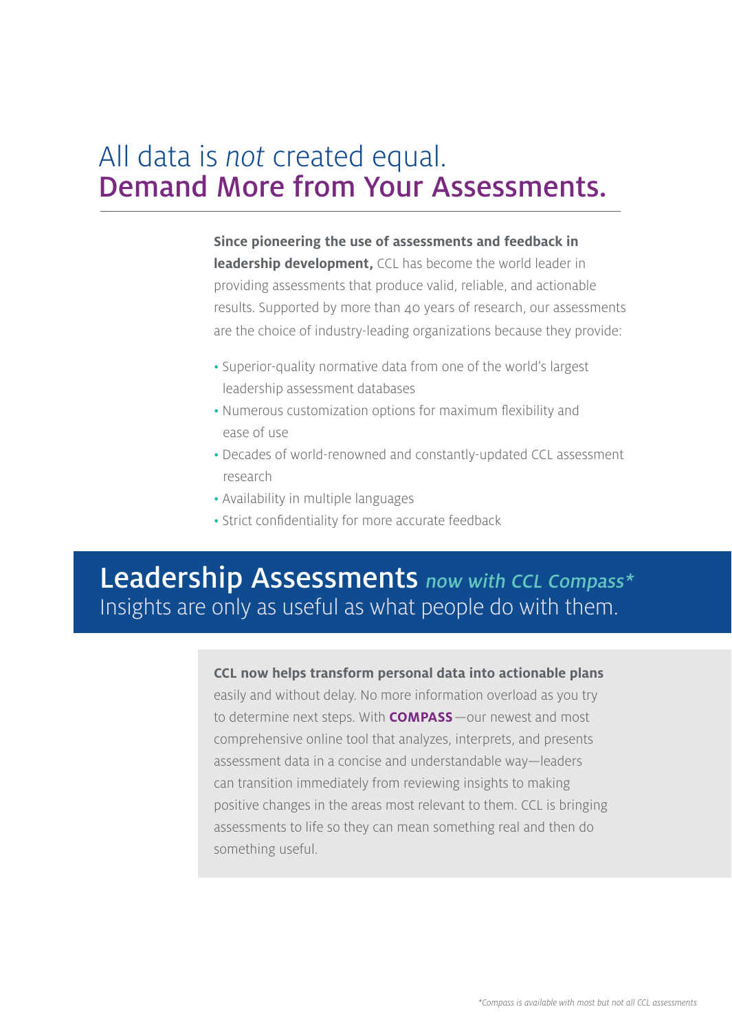# All data is *not* created equal.
# Demand More from Your Assessments.

**Since pioneering the use of assessments and feedback in leadership development,** CCL has become the world leader in providing assessments that produce valid, reliable, and actionable results. Supported by more than 40 years of research, our assessments are the choice of industry-leading organizations because they provide:

- Superior-quality normative data from one of the world's largest leadership assessment databases
- Numerous customization options for maximum flexibility and ease of use
- Decades of world-renowned and constantly-updated CCL assessment research
- Availability in multiple languages
- Strict confidentiality for more accurate feedback

## Leadership Assessments *now with CCL Compass**
Insights are only as useful as what people do with them.

**CCL now helps transform personal data into actionable plans** easily and without delay. No more information overload as you try to determine next steps. With **COMPASS**—our newest and most comprehensive online tool that analyzes, interprets, and presents assessment data in a concise and understandable way—leaders can transition immediately from reviewing insights to making positive changes in the areas most relevant to them. CCL is bringing assessments to life so they can mean something real and then do something useful.

*Compass is available with most but not all CCL assessments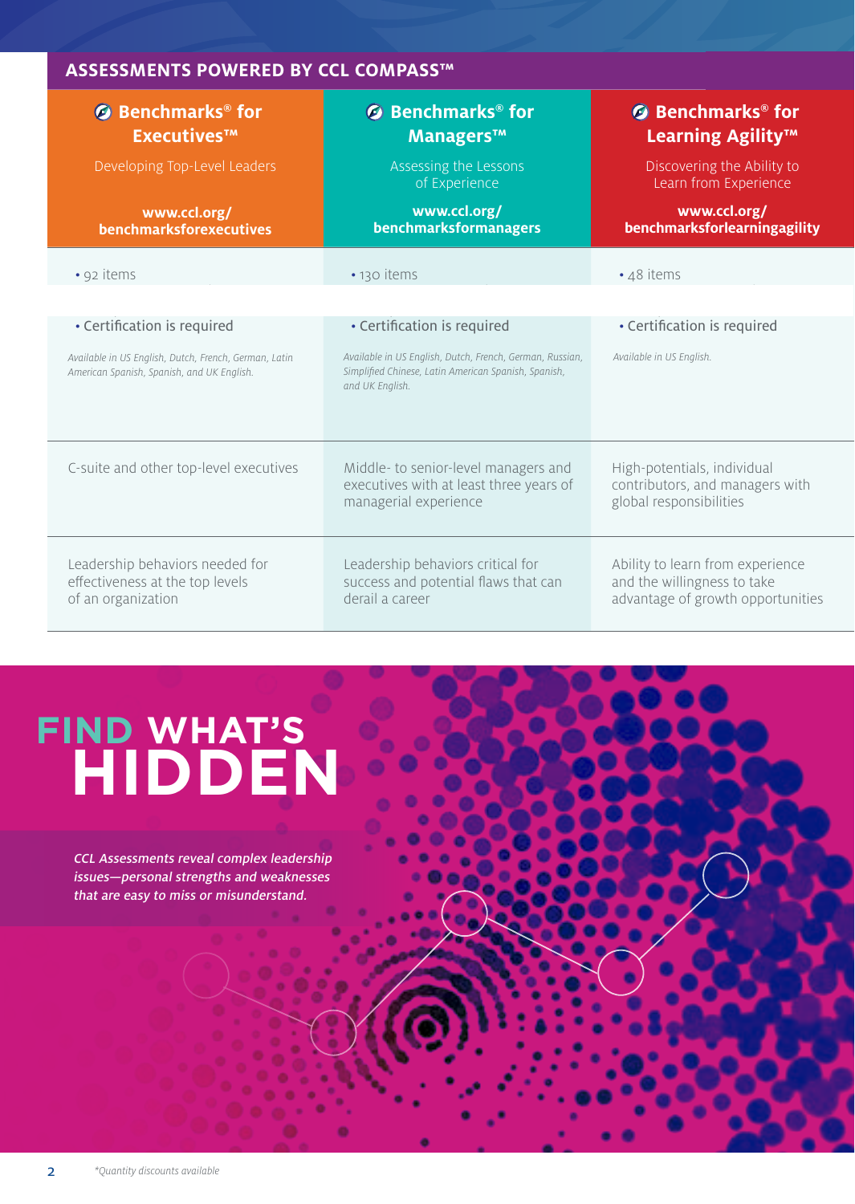## ASSESSMENTS POWERED BY CCL COMPASS™

| Benchmarks® for Executives™ | Benchmarks® for Managers™ | Benchmarks® for Learning Agility™ |
|---|---|---|
| Developing Top-Level Leaders | Assessing the Lessons of Experience | Discovering the Ability to Learn from Experience |
| **www.ccl.org/benchmarksforexecutives** | **www.ccl.org/benchmarksformanagers** | **www.ccl.org/benchmarksforlearningagility** |
| • 92 items | • 130 items | • 48 items |
| • Certification is required<br>*Available in US English, Dutch, French, German, Latin American Spanish, Spanish, and UK English.* | • Certification is required<br>*Available in US English, Dutch, French, German, Russian, Simplified Chinese, Latin American Spanish, Spanish, and UK English.* | • Certification is required<br>*Available in US English.* |
| C-suite and other top-level executives | Middle- to senior-level managers and executives with at least three years of managerial experience | High-potentials, individual contributors, and managers with global responsibilities |
| Leadership behaviors needed for effectiveness at the top levels of an organization | Leadership behaviors critical for success and potential flaws that can derail a career | Ability to learn from experience and the willingness to take advantage of growth opportunities |

# FIND WHAT'S HIDDEN

*CCL Assessments reveal complex leadership issues—personal strengths and weaknesses that are easy to miss or misunderstand.*

*Quantity discounts available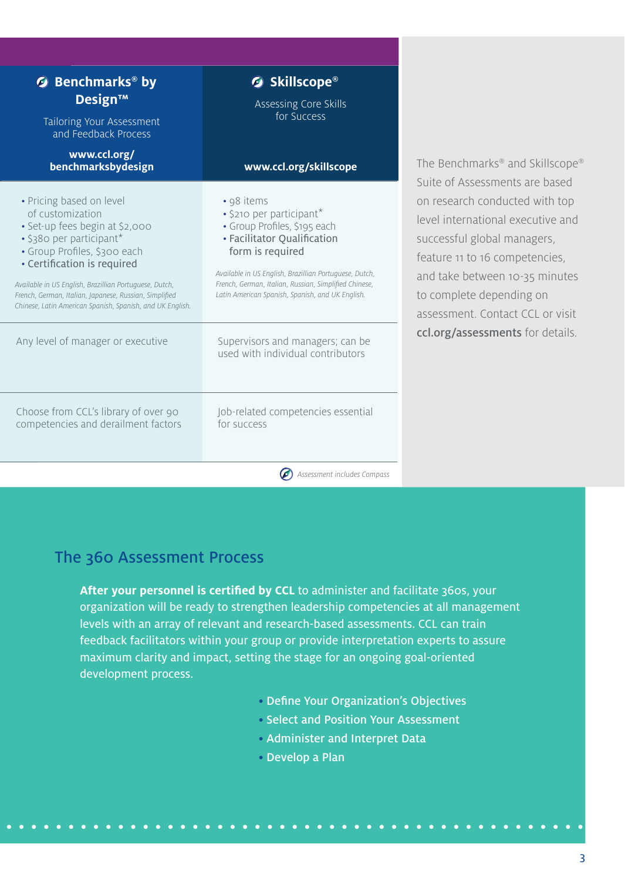| Benchmarks® by Design™ | Skillscope® |
|---|---|
| Tailoring Your Assessment and Feedback Process<br>**www.ccl.org/benchmarksbydesign** | Assessing Core Skills for Success<br>**www.ccl.org/skillscope** |
| • Pricing based on level of customization<br>• Set-up fees begin at $2,000<br>• $380 per participant*<br>• Group Profiles, $300 each<br>• Certification is required<br>*Available in US English, Brazillian Portuguese, Dutch, French, German, Italian, Japanese, Russian, Simplified Chinese, Latin American Spanish, Spanish, and UK English.* | • 98 items<br>• $210 per participant*<br>• Group Profiles, $195 each<br>• Facilitator Qualification form is required<br>*Available in US English, Brazillian Portuguese, Dutch, French, German, Italian, Russian, Simplified Chinese, Latin American Spanish, Spanish, and UK English.* |
| Any level of manager or executive | Supervisors and managers; can be used with individual contributors |
| Choose from CCL's library of over 90 competencies and derailment factors | Job-related competencies essential for success |

*Assessment includes Compass*

The Benchmarks® and Skillscope® Suite of Assessments are based on research conducted with top level international executive and successful global managers, feature 11 to 16 competencies, and take between 10-35 minutes to complete depending on assessment. Contact CCL or visit **ccl.org/assessments** for details.

## The 360 Assessment Process

**After your personnel is certified by CCL** to administer and facilitate 360s, your organization will be ready to strengthen leadership competencies at all management levels with an array of relevant and research-based assessments. CCL can train feedback facilitators within your group or provide interpretation experts to assure maximum clarity and impact, setting the stage for an ongoing goal-oriented development process.

- Define Your Organization's Objectives
- Select and Position Your Assessment
- Administer and Interpret Data
- Develop a Plan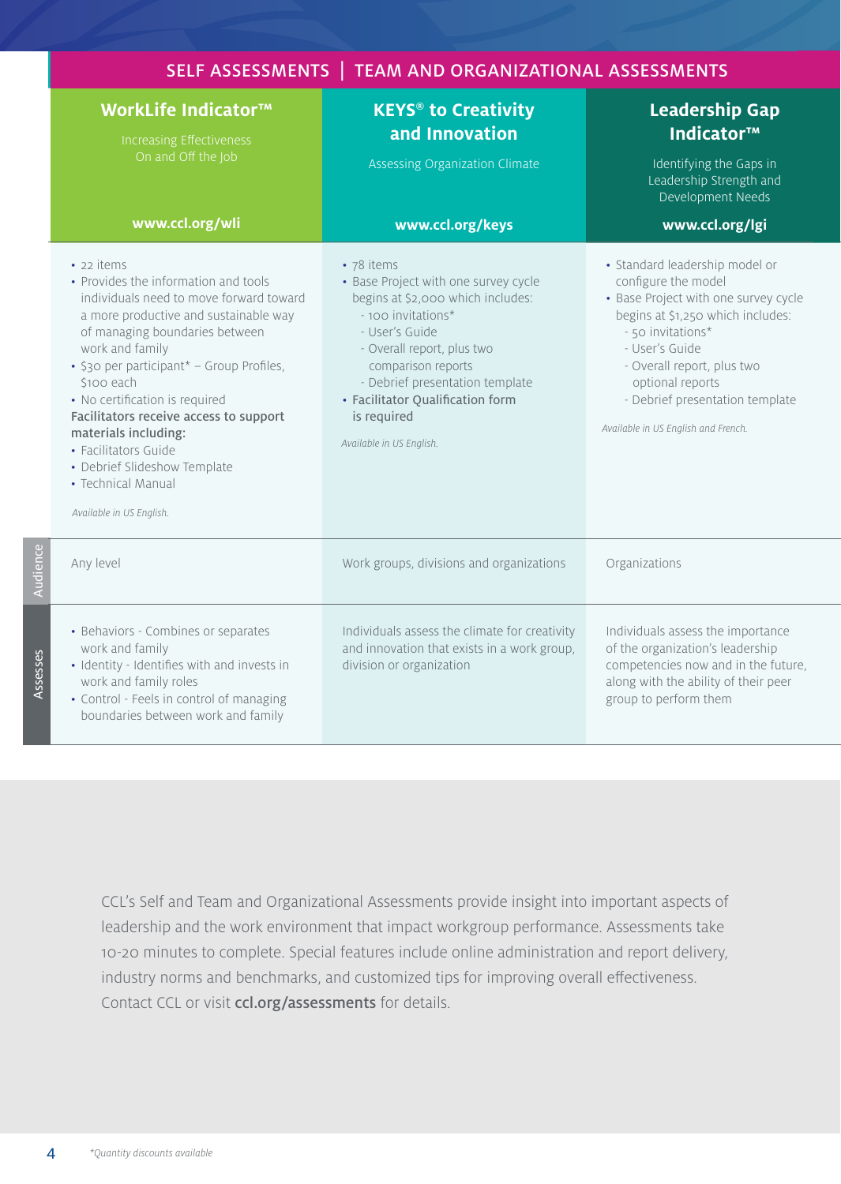## SELF ASSESSMENTS | TEAM AND ORGANIZATIONAL ASSESSMENTS

| | WorkLife Indicator™<br>Increasing Effectiveness On and Off the Job<br>www.ccl.org/wli | KEYS® to Creativity and Innovation<br>Assessing Organization Climate<br>www.ccl.org/keys | Leadership Gap Indicator™<br>Identifying the Gaps in Leadership Strength and Development Needs<br>www.ccl.org/lgi |
|---|---|---|---|
| | • 22 items<br>• Provides the information and tools individuals need to move forward toward a more productive and sustainable way of managing boundaries between work and family<br>• $30 per participant* – Group Profiles, $100 each<br>• No certification is required<br>**Facilitators receive access to support materials including:**<br>• Facilitators Guide<br>• Debrief Slideshow Template<br>• Technical Manual<br>*Available in US English.* | • 78 items<br>• Base Project with one survey cycle begins at $2,000 which includes:<br>- 100 invitations*<br>- User's Guide<br>- Overall report, plus two comparison reports<br>- Debrief presentation template<br>• Facilitator Qualification form is required<br>*Available in US English.* | • Standard leadership model or configure the model<br>• Base Project with one survey cycle begins at $1,250 which includes:<br>- 50 invitations*<br>- User's Guide<br>- Overall report, plus two optional reports<br>- Debrief presentation template<br>*Available in US English and French.* |
| Audience | Any level | Work groups, divisions and organizations | Organizations |
| Assesses | • Behaviors - Combines or separates work and family<br>• Identity - Identifies with and invests in work and family roles<br>• Control - Feels in control of managing boundaries between work and family | Individuals assess the climate for creativity and innovation that exists in a work group, division or organization | Individuals assess the importance of the organization's leadership competencies now and in the future, along with the ability of their peer group to perform them |

CCL's Self and Team and Organizational Assessments provide insight into important aspects of leadership and the work environment that impact workgroup performance. Assessments take 10-20 minutes to complete. Special features include online administration and report delivery, industry norms and benchmarks, and customized tips for improving overall effectiveness. Contact CCL or visit **ccl.org/assessments** for details.

*Quantity discounts available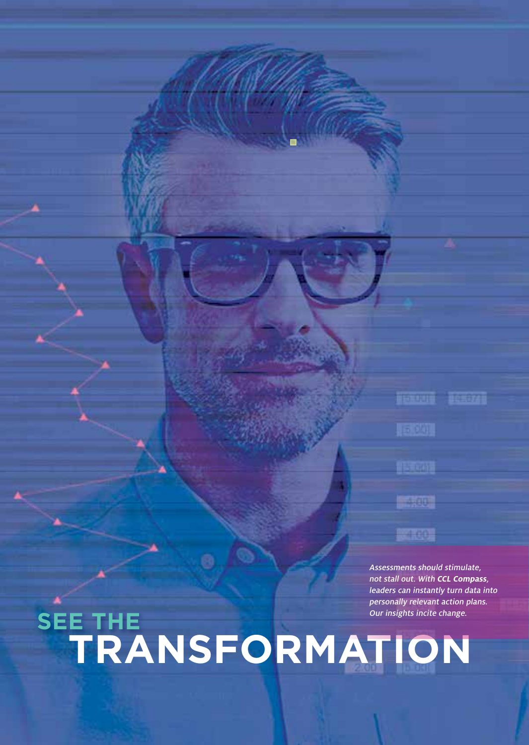*Assessments should stimulate, not stall out. With **CCL Compass**, leaders can instantly turn data into personally relevant action plans. Our insights incite change.*

# SEE THE TRANSFORMATION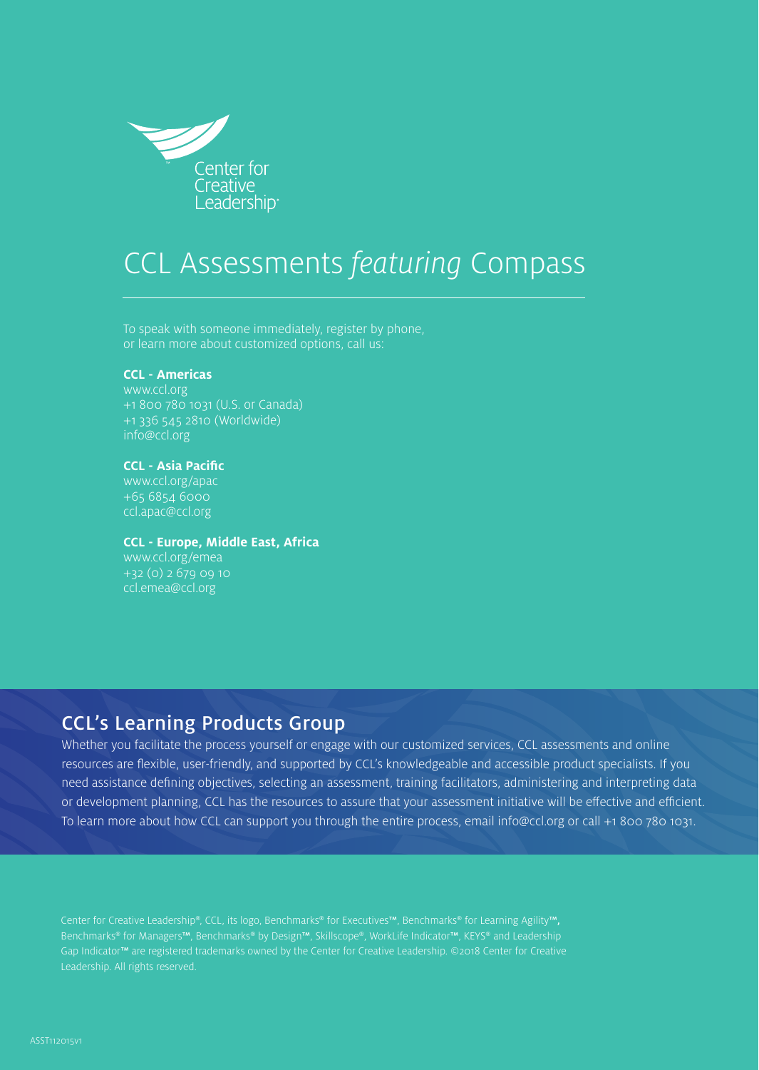Center for Creative Leadership

# CCL Assessments *featuring* Compass

To speak with someone immediately, register by phone, or learn more about customized options, call us:

**CCL - Americas**
www.ccl.org
+1 800 780 1031 (U.S. or Canada)
+1 336 545 2810 (Worldwide)
info@ccl.org

**CCL - Asia Pacific**
www.ccl.org/apac
+65 6854 6000
ccl.apac@ccl.org

**CCL - Europe, Middle East, Africa**
www.ccl.org/emea
+32 (0) 2 679 09 10
ccl.emea@ccl.org

## CCL's Learning Products Group

Whether you facilitate the process yourself or engage with our customized services, CCL assessments and online resources are flexible, user-friendly, and supported by CCL's knowledgeable and accessible product specialists. If you need assistance defining objectives, selecting an assessment, training facilitators, administering and interpreting data or development planning, CCL has the resources to assure that your assessment initiative will be effective and efficient. To learn more about how CCL can support you through the entire process, email info@ccl.org or call +1 800 780 1031.

Center for Creative Leadership®, CCL, its logo, Benchmarks® for Executives™, Benchmarks® for Learning Agility™, Benchmarks® for Managers™, Benchmarks® by Design™, Skillscope®, WorkLife Indicator™, KEYS® and Leadership Gap Indicator™ are registered trademarks owned by the Center for Creative Leadership. ©2018 Center for Creative Leadership. All rights reserved.

ASST112015V1